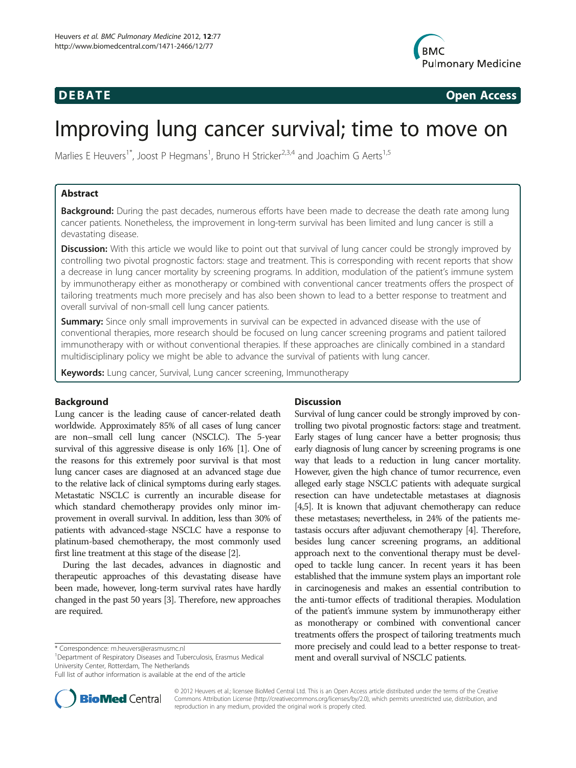**DEBATE** **Open Access**

# Improving lung cancer survival; time to move on

Marlies E Heuvers[1*], Joost P Hegmans[1], Bruno H Stricker[2,3,4] and Joachim G Aerts[1,5]

## Abstract

**Background:** During the past decades, numerous efforts have been made to decrease the death rate among lung cancer patients. Nonetheless, the improvement in long-term survival has been limited and lung cancer is still a devastating disease.

**Discussion:** With this article we would like to point out that survival of lung cancer could be strongly improved by controlling two pivotal prognostic factors: stage and treatment. This is corresponding with recent reports that show a decrease in lung cancer mortality by screening programs. In addition, modulation of the patient's immune system by immunotherapy either as monotherapy or combined with conventional cancer treatments offers the prospect of tailoring treatments much more precisely and has also been shown to lead to a better response to treatment and overall survival of non-small cell lung cancer patients.

**Summary:** Since only small improvements in survival can be expected in advanced disease with the use of conventional therapies, more research should be focused on lung cancer screening programs and patient tailored immunotherapy with or without conventional therapies. If these approaches are clinically combined in a standard multidisciplinary policy we might be able to advance the survival of patients with lung cancer.

**Keywords:** Lung cancer, Survival, Lung cancer screening, Immunotherapy

## Background

Lung cancer is the leading cause of cancer-related death worldwide. Approximately 85% of all cases of lung cancer are non–small cell lung cancer (NSCLC). The 5-year survival of this aggressive disease is only 16% [1]. One of the reasons for this extremely poor survival is that most lung cancer cases are diagnosed at an advanced stage due to the relative lack of clinical symptoms during early stages. Metastatic NSCLC is currently an incurable disease for which standard chemotherapy provides only minor improvement in overall survival. In addition, less than 30% of patients with advanced-stage NSCLC have a response to platinum-based chemotherapy, the most commonly used first line treatment at this stage of the disease [2].

During the last decades, advances in diagnostic and therapeutic approaches of this devastating disease have been made, however, long-term survival rates have hardly changed in the past 50 years [3]. Therefore, new approaches are required.

## Discussion

Survival of lung cancer could be strongly improved by controlling two pivotal prognostic factors: stage and treatment. Early stages of lung cancer have a better prognosis; thus early diagnosis of lung cancer by screening programs is one way that leads to a reduction in lung cancer mortality. However, given the high chance of tumor recurrence, even alleged early stage NSCLC patients with adequate surgical resection can have undetectable metastases at diagnosis [4,5]. It is known that adjuvant chemotherapy can reduce these metastases; nevertheless, in 24% of the patients metastasis occurs after adjuvant chemotherapy [4]. Therefore, besides lung cancer screening programs, an additional approach next to the conventional therapy must be developed to tackle lung cancer. In recent years it has been established that the immune system plays an important role in carcinogenesis and makes an essential contribution to the anti-tumor effects of traditional therapies. Modulation of the patient's immune system by immunotherapy either as monotherapy or combined with conventional cancer treatments offers the prospect of tailoring treatments much more precisely and could lead to a better response to treatment and overall survival of NSCLC patients.

\* Correspondence: m.heuvers@erasmusmc.nl
[1]Department of Respiratory Diseases and Tuberculosis, Erasmus Medical University Center, Rotterdam, The Netherlands
Full list of author information is available at the end of the article

© 2012 Heuvers et al.; licensee BioMed Central Ltd. This is an Open Access article distributed under the terms of the Creative Commons Attribution License (http://creativecommons.org/licenses/by/2.0), which permits unrestricted use, distribution, and reproduction in any medium, provided the original work is properly cited.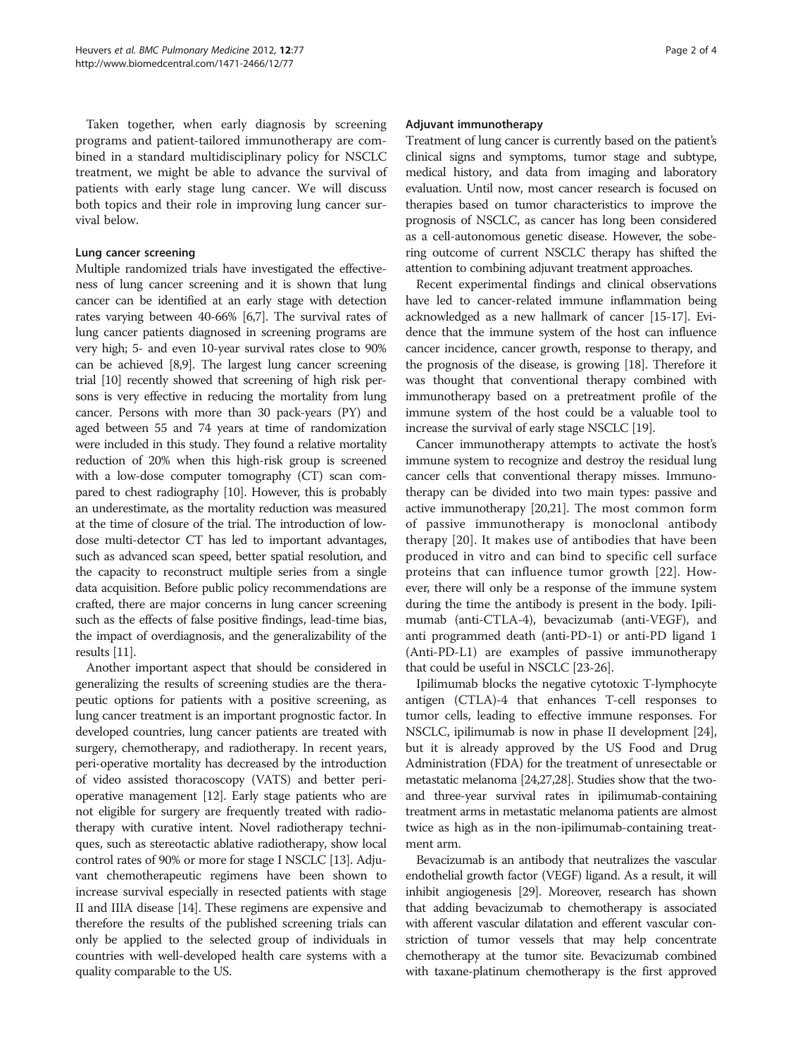Taken together, when early diagnosis by screening programs and patient-tailored immunotherapy are combined in a standard multidisciplinary policy for NSCLC treatment, we might be able to advance the survival of patients with early stage lung cancer. We will discuss both topics and their role in improving lung cancer survival below.

### Lung cancer screening

Multiple randomized trials have investigated the effectiveness of lung cancer screening and it is shown that lung cancer can be identified at an early stage with detection rates varying between 40-66% [6,7]. The survival rates of lung cancer patients diagnosed in screening programs are very high; 5- and even 10-year survival rates close to 90% can be achieved [8,9]. The largest lung cancer screening trial [10] recently showed that screening of high risk persons is very effective in reducing the mortality from lung cancer. Persons with more than 30 pack-years (PY) and aged between 55 and 74 years at time of randomization were included in this study. They found a relative mortality reduction of 20% when this high-risk group is screened with a low-dose computer tomography (CT) scan compared to chest radiography [10]. However, this is probably an underestimate, as the mortality reduction was measured at the time of closure of the trial. The introduction of low-dose multi-detector CT has led to important advantages, such as advanced scan speed, better spatial resolution, and the capacity to reconstruct multiple series from a single data acquisition. Before public policy recommendations are crafted, there are major concerns in lung cancer screening such as the effects of false positive findings, lead-time bias, the impact of overdiagnosis, and the generalizability of the results [11].

Another important aspect that should be considered in generalizing the results of screening studies are the therapeutic options for patients with a positive screening, as lung cancer treatment is an important prognostic factor. In developed countries, lung cancer patients are treated with surgery, chemotherapy, and radiotherapy. In recent years, peri-operative mortality has decreased by the introduction of video assisted thoracoscopy (VATS) and better peri-operative management [12]. Early stage patients who are not eligible for surgery are frequently treated with radiotherapy with curative intent. Novel radiotherapy techniques, such as stereotactic ablative radiotherapy, show local control rates of 90% or more for stage I NSCLC [13]. Adjuvant chemotherapeutic regimens have been shown to increase survival especially in resected patients with stage II and IIIA disease [14]. These regimens are expensive and therefore the results of the published screening trials can only be applied to the selected group of individuals in countries with well-developed health care systems with a quality comparable to the US.

### Adjuvant immunotherapy

Treatment of lung cancer is currently based on the patient's clinical signs and symptoms, tumor stage and subtype, medical history, and data from imaging and laboratory evaluation. Until now, most cancer research is focused on therapies based on tumor characteristics to improve the prognosis of NSCLC, as cancer has long been considered as a cell-autonomous genetic disease. However, the sobering outcome of current NSCLC therapy has shifted the attention to combining adjuvant treatment approaches.

Recent experimental findings and clinical observations have led to cancer-related immune inflammation being acknowledged as a new hallmark of cancer [15-17]. Evidence that the immune system of the host can influence cancer incidence, cancer growth, response to therapy, and the prognosis of the disease, is growing [18]. Therefore it was thought that conventional therapy combined with immunotherapy based on a pretreatment profile of the immune system of the host could be a valuable tool to increase the survival of early stage NSCLC [19].

Cancer immunotherapy attempts to activate the host's immune system to recognize and destroy the residual lung cancer cells that conventional therapy misses. Immunotherapy can be divided into two main types: passive and active immunotherapy [20,21]. The most common form of passive immunotherapy is monoclonal antibody therapy [20]. It makes use of antibodies that have been produced in vitro and can bind to specific cell surface proteins that can influence tumor growth [22]. However, there will only be a response of the immune system during the time the antibody is present in the body. Ipilimumab (anti-CTLA-4), bevacizumab (anti-VEGF), and anti programmed death (anti-PD-1) or anti-PD ligand 1 (Anti-PD-L1) are examples of passive immunotherapy that could be useful in NSCLC [23-26].

Ipilimumab blocks the negative cytotoxic T-lymphocyte antigen (CTLA)-4 that enhances T-cell responses to tumor cells, leading to effective immune responses. For NSCLC, ipilimumab is now in phase II development [24], but it is already approved by the US Food and Drug Administration (FDA) for the treatment of unresectable or metastatic melanoma [24,27,28]. Studies show that the two- and three-year survival rates in ipilimumab-containing treatment arms in metastatic melanoma patients are almost twice as high as in the non-ipilimumab-containing treatment arm.

Bevacizumab is an antibody that neutralizes the vascular endothelial growth factor (VEGF) ligand. As a result, it will inhibit angiogenesis [29]. Moreover, research has shown that adding bevacizumab to chemotherapy is associated with afferent vascular dilatation and efferent vascular constriction of tumor vessels that may help concentrate chemotherapy at the tumor site. Bevacizumab combined with taxane-platinum chemotherapy is the first approved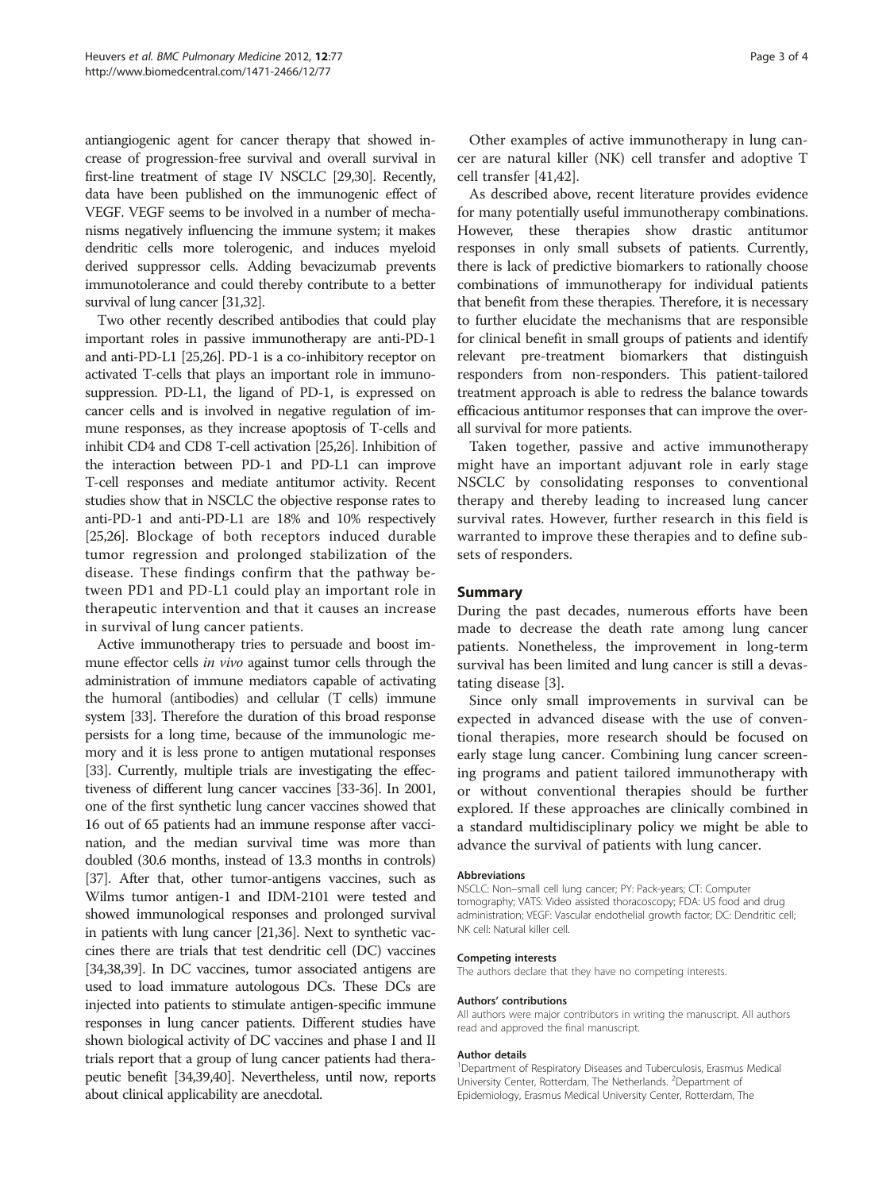antiangiogenic agent for cancer therapy that showed increase of progression-free survival and overall survival in first-line treatment of stage IV NSCLC [29,30]. Recently, data have been published on the immunogenic effect of VEGF. VEGF seems to be involved in a number of mechanisms negatively influencing the immune system; it makes dendritic cells more tolerogenic, and induces myeloid derived suppressor cells. Adding bevacizumab prevents immunotolerance and could thereby contribute to a better survival of lung cancer [31,32].

Two other recently described antibodies that could play important roles in passive immunotherapy are anti-PD-1 and anti-PD-L1 [25,26]. PD-1 is a co-inhibitory receptor on activated T-cells that plays an important role in immunosuppression. PD-L1, the ligand of PD-1, is expressed on cancer cells and is involved in negative regulation of immune responses, as they increase apoptosis of T-cells and inhibit CD4 and CD8 T-cell activation [25,26]. Inhibition of the interaction between PD-1 and PD-L1 can improve T-cell responses and mediate antitumor activity. Recent studies show that in NSCLC the objective response rates to anti-PD-1 and anti-PD-L1 are 18% and 10% respectively [25,26]. Blockage of both receptors induced durable tumor regression and prolonged stabilization of the disease. These findings confirm that the pathway between PD1 and PD-L1 could play an important role in therapeutic intervention and that it causes an increase in survival of lung cancer patients.

Active immunotherapy tries to persuade and boost immune effector cells *in vivo* against tumor cells through the administration of immune mediators capable of activating the humoral (antibodies) and cellular (T cells) immune system [33]. Therefore the duration of this broad response persists for a long time, because of the immunologic memory and it is less prone to antigen mutational responses [33]. Currently, multiple trials are investigating the effectiveness of different lung cancer vaccines [33-36]. In 2001, one of the first synthetic lung cancer vaccines showed that 16 out of 65 patients had an immune response after vaccination, and the median survival time was more than doubled (30.6 months, instead of 13.3 months in controls) [37]. After that, other tumor-antigens vaccines, such as Wilms tumor antigen-1 and IDM-2101 were tested and showed immunological responses and prolonged survival in patients with lung cancer [21,36]. Next to synthetic vaccines there are trials that test dendritic cell (DC) vaccines [34,38,39]. In DC vaccines, tumor associated antigens are used to load immature autologous DCs. These DCs are injected into patients to stimulate antigen-specific immune responses in lung cancer patients. Different studies have shown biological activity of DC vaccines and phase I and II trials report that a group of lung cancer patients had therapeutic benefit [34,39,40]. Nevertheless, until now, reports about clinical applicability are anecdotal.

Other examples of active immunotherapy in lung cancer are natural killer (NK) cell transfer and adoptive T cell transfer [41,42].

As described above, recent literature provides evidence for many potentially useful immunotherapy combinations. However, these therapies show drastic antitumor responses in only small subsets of patients. Currently, there is lack of predictive biomarkers to rationally choose combinations of immunotherapy for individual patients that benefit from these therapies. Therefore, it is necessary to further elucidate the mechanisms that are responsible for clinical benefit in small groups of patients and identify relevant pre-treatment biomarkers that distinguish responders from non-responders. This patient-tailored treatment approach is able to redress the balance towards efficacious antitumor responses that can improve the overall survival for more patients.

Taken together, passive and active immunotherapy might have an important adjuvant role in early stage NSCLC by consolidating responses to conventional therapy and thereby leading to increased lung cancer survival rates. However, further research in this field is warranted to improve these therapies and to define subsets of responders.

## Summary

During the past decades, numerous efforts have been made to decrease the death rate among lung cancer patients. Nonetheless, the improvement in long-term survival has been limited and lung cancer is still a devastating disease [3].

Since only small improvements in survival can be expected in advanced disease with the use of conventional therapies, more research should be focused on early stage lung cancer. Combining lung cancer screening programs and patient tailored immunotherapy with or without conventional therapies should be further explored. If these approaches are clinically combined in a standard multidisciplinary policy we might be able to advance the survival of patients with lung cancer.

#### Abbreviations

NSCLC: Non–small cell lung cancer; PY: Pack-years; CT: Computer tomography; VATS: Video assisted thoracoscopy; FDA: US food and drug administration; VEGF: Vascular endothelial growth factor; DC: Dendritic cell; NK cell: Natural killer cell.

#### Competing interests

The authors declare that they have no competing interests.

#### Authors' contributions

All authors were major contributors in writing the manuscript. All authors read and approved the final manuscript.

#### Author details

[1]Department of Respiratory Diseases and Tuberculosis, Erasmus Medical University Center, Rotterdam, The Netherlands. [2]Department of Epidemiology, Erasmus Medical University Center, Rotterdam, The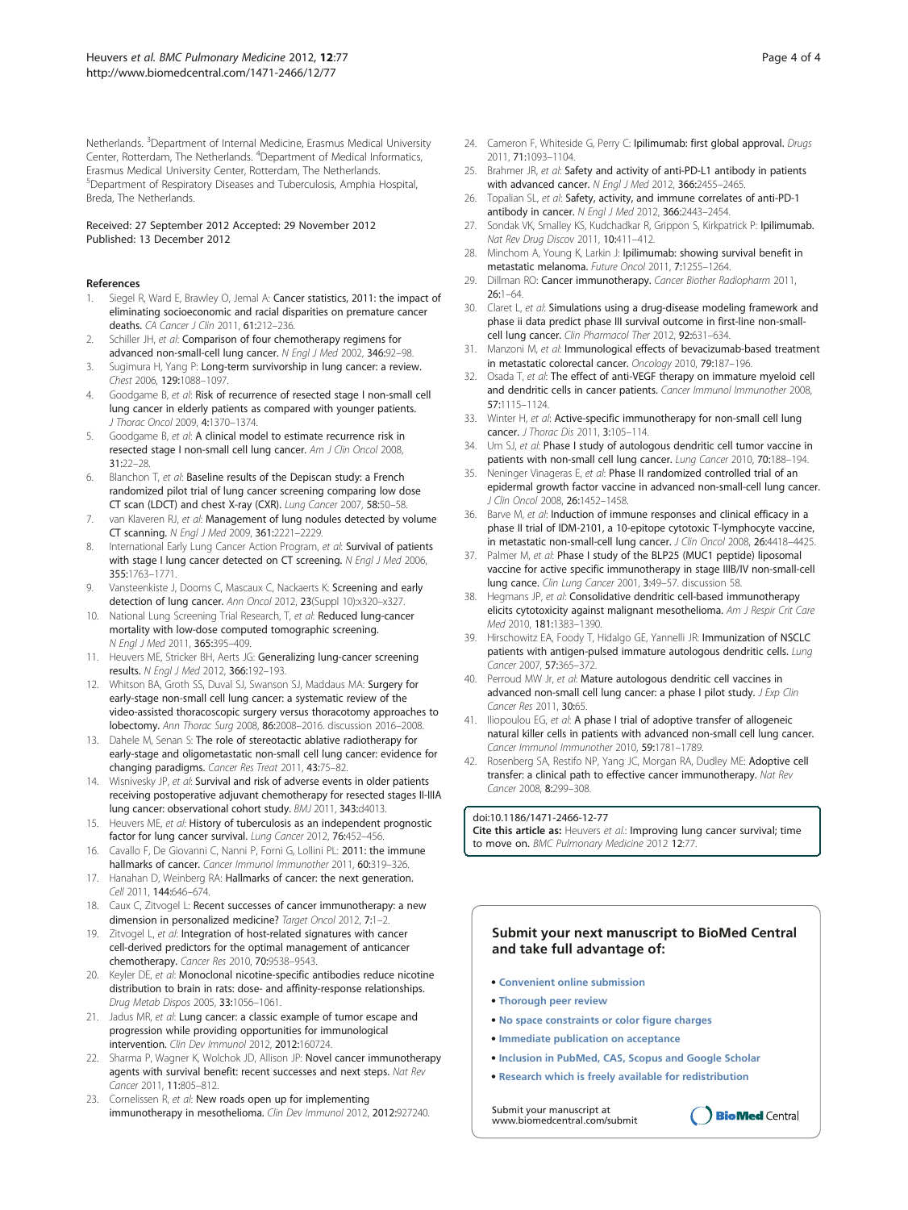Netherlands. [3]Department of Internal Medicine, Erasmus Medical University Center, Rotterdam, The Netherlands. [4]Department of Medical Informatics, Erasmus Medical University Center, Rotterdam, The Netherlands. [5]Department of Respiratory Diseases and Tuberculosis, Amphia Hospital, Breda, The Netherlands.

Received: 27 September 2012 Accepted: 29 November 2012
Published: 13 December 2012

## References

1. Siegel R, Ward E, Brawley O, Jemal A: **Cancer statistics, 2011: the impact of eliminating socioeconomic and racial disparities on premature cancer deaths.** *CA Cancer J Clin* 2011, **61**:212–236.
2. Schiller JH, *et al*: **Comparison of four chemotherapy regimens for advanced non-small-cell lung cancer.** *N Engl J Med* 2002, **346**:92–98.
3. Sugimura H, Yang P: **Long-term survivorship in lung cancer: a review.** *Chest* 2006, **129**:1088–1097.
4. Goodgame B, *et al*: **Risk of recurrence of resected stage I non-small cell lung cancer in elderly patients as compared with younger patients.** *J Thorac Oncol* 2009, **4**:1370–1374.
5. Goodgame B, *et al*: **A clinical model to estimate recurrence risk in resected stage I non-small cell lung cancer.** *Am J Clin Oncol* 2008, **31**:22–28.
6. Blanchon T, *et al*: **Baseline results of the Depiscan study: a French randomized pilot trial of lung cancer screening comparing low dose CT scan (LDCT) and chest X-ray (CXR).** *Lung Cancer* 2007, **58**:50–58.
7. van Klaveren RJ, *et al*: **Management of lung nodules detected by volume CT scanning.** *N Engl J Med* 2009, **361**:2221–2229.
8. International Early Lung Cancer Action Program, *et al*: **Survival of patients with stage I lung cancer detected on CT screening.** *N Engl J Med* 2006, **355**:1763–1771.
9. Vansteenkiste J, Dooms C, Mascaux C, Nackaerts K: **Screening and early detection of lung cancer.** *Ann Oncol* 2012, **23**(Suppl 10):x320–x327.
10. National Lung Screening Trial Research, T, *et al*: **Reduced lung-cancer mortality with low-dose computed tomographic screening.** *N Engl J Med* 2011, **365**:395–409.
11. Heuvers ME, Stricker BH, Aerts JG: **Generalizing lung-cancer screening results.** *N Engl J Med* 2012, **366**:192–193.
12. Whitson BA, Groth SS, Duval SJ, Swanson SJ, Maddaus MA: **Surgery for early-stage non-small cell lung cancer: a systematic review of the video-assisted thoracoscopic surgery versus thoracotomy approaches to lobectomy.** *Ann Thorac Surg* 2008, **86**:2008–2016. discussion 2016–2008.
13. Dahele M, Senan S: **The role of stereotactic ablative radiotherapy for early-stage and oligometastatic non-small cell lung cancer: evidence for changing paradigms.** *Cancer Res Treat* 2011, **43**:75–82.
14. Wisnivesky JP, *et al*: **Survival and risk of adverse events in older patients receiving postoperative adjuvant chemotherapy for resected stages II-IIIA lung cancer: observational cohort study.** *BMJ* 2011, **343**:d4013.
15. Heuvers ME, *et al*: **History of tuberculosis as an independent prognostic factor for lung cancer survival.** *Lung Cancer* 2012, **76**:452–456.
16. Cavallo F, De Giovanni C, Nanni P, Forni G, Lollini PL: **2011: the immune hallmarks of cancer.** *Cancer Immunol Immunother* 2011, **60**:319–326.
17. Hanahan D, Weinberg RA: **Hallmarks of cancer: the next generation.** *Cell* 2011, **144**:646–674.
18. Caux C, Zitvogel L: **Recent successes of cancer immunotherapy: a new dimension in personalized medicine?** *Target Oncol* 2012, **7**:1–2.
19. Zitvogel L, *et al*: **Integration of host-related signatures with cancer cell-derived predictors for the optimal management of anticancer chemotherapy.** *Cancer Res* 2010, **70**:9538–9543.
20. Keyler DE, *et al*: **Monoclonal nicotine-specific antibodies reduce nicotine distribution to brain in rats: dose- and affinity-response relationships.** *Drug Metab Dispos* 2005, **33**:1056–1061.
21. Jadus MR, *et al*: **Lung cancer: a classic example of tumor escape and progression while providing opportunities for immunological intervention.** *Clin Dev Immunol* 2012, **2012**:160724.
22. Sharma P, Wagner K, Wolchok JD, Allison JP: **Novel cancer immunotherapy agents with survival benefit: recent successes and next steps.** *Nat Rev Cancer* 2011, **11**:805–812.
23. Cornelissen R, *et al*: **New roads open up for implementing immunotherapy in mesothelioma.** *Clin Dev Immunol* 2012, **2012**:927240.
24. Cameron F, Whiteside G, Perry C: **Ipilimumab: first global approval.** *Drugs* 2011, **71**:1093–1104.
25. Brahmer JR, *et al*: **Safety and activity of anti-PD-L1 antibody in patients with advanced cancer.** *N Engl J Med* 2012, **366**:2455–2465.
26. Topalian SL, *et al*: **Safety, activity, and immune correlates of anti-PD-1 antibody in cancer.** *N Engl J Med* 2012, **366**:2443–2454.
27. Sondak VK, Smalley KS, Kudchadkar R, Grippon S, Kirkpatrick P: **Ipilimumab.** *Nat Rev Drug Discov* 2011, **10**:411–412.
28. Minchom A, Young K, Larkin J: **Ipilimumab: showing survival benefit in metastatic melanoma.** *Future Oncol* 2011, **7**:1255–1264.
29. Dillman RO: **Cancer immunotherapy.** *Cancer Biother Radiopharm* 2011, **26**:1–64.
30. Claret L, *et al*: **Simulations using a drug-disease modeling framework and phase ii data predict phase III survival outcome in first-line non-small-cell lung cancer.** *Clin Pharmacol Ther* 2012, **92**:631–634.
31. Manzoni M, *et al*: **Immunological effects of bevacizumab-based treatment in metastatic colorectal cancer.** *Oncology* 2010, **79**:187–196.
32. Osada T, *et al*: **The effect of anti-VEGF therapy on immature myeloid cell and dendritic cells in cancer patients.** *Cancer Immunol Immunother* 2008, **57**:1115–1124.
33. Winter H, *et al*: **Active-specific immunotherapy for non-small cell lung cancer.** *J Thorac Dis* 2011, **3**:105–114.
34. Um SJ, *et al*: **Phase I study of autologous dendritic cell tumor vaccine in patients with non-small cell lung cancer.** *Lung Cancer* 2010, **70**:188–194.
35. Neninger Vinageras E, *et al*: **Phase II randomized controlled trial of an epidermal growth factor vaccine in advanced non-small-cell lung cancer.** *J Clin Oncol* 2008, **26**:1452–1458.
36. Barve M, *et al*: **Induction of immune responses and clinical efficacy in a phase II trial of IDM-2101, a 10-epitope cytotoxic T-lymphocyte vaccine, in metastatic non-small-cell lung cancer.** *J Clin Oncol* 2008, **26**:4418–4425.
37. Palmer M, *et al*: **Phase I study of the BLP25 (MUC1 peptide) liposomal vaccine for active specific immunotherapy in stage IIIB/IV non-small-cell lung cance.** *Clin Lung Cancer* 2001, **3**:49–57. discussion 58.
38. Hegmans JP, *et al*: **Consolidative dendritic cell-based immunotherapy elicits cytotoxicity against malignant mesothelioma.** *Am J Respir Crit Care Med* 2010, **181**:1383–1390.
39. Hirschowitz EA, Foody T, Hidalgo GE, Yannelli JR: **Immunization of NSCLC patients with antigen-pulsed immature autologous dendritic cells.** *Lung Cancer* 2007, **57**:365–372.
40. Perroud MW Jr, *et al*: **Mature autologous dendritic cell vaccines in advanced non small cell lung cancer: a phase I pilot study.** *J Exp Clin Cancer Res* 2011, **30**:65.
41. Iliopoulou EG, *et al*: **A phase I trial of adoptive transfer of allogeneic natural killer cells in patients with advanced non-small cell lung cancer.** *Cancer Immunol Immunother* 2010, **59**:1781–1789.
42. Rosenberg SA, Restifo NP, Yang JC, Morgan RA, Dudley ME: **Adoptive cell transfer: a clinical path to effective cancer immunotherapy.** *Nat Rev Cancer* 2008, **8**:299–308.

doi:10.1186/1471-2466-12-77
**Cite this article as:** Heuvers *et al.*: Improving lung cancer survival; time to move on. *BMC Pulmonary Medicine* 2012 **12**:77.

**Submit your next manuscript to BioMed Central and take full advantage of:**

- **Convenient online submission**
- **Thorough peer review**
- **No space constraints or color figure charges**
- **Immediate publication on acceptance**
- **Inclusion in PubMed, CAS, Scopus and Google Scholar**
- **Research which is freely available for redistribution**

Submit your manuscript at
www.biomedcentral.com/submit

BioMed Central